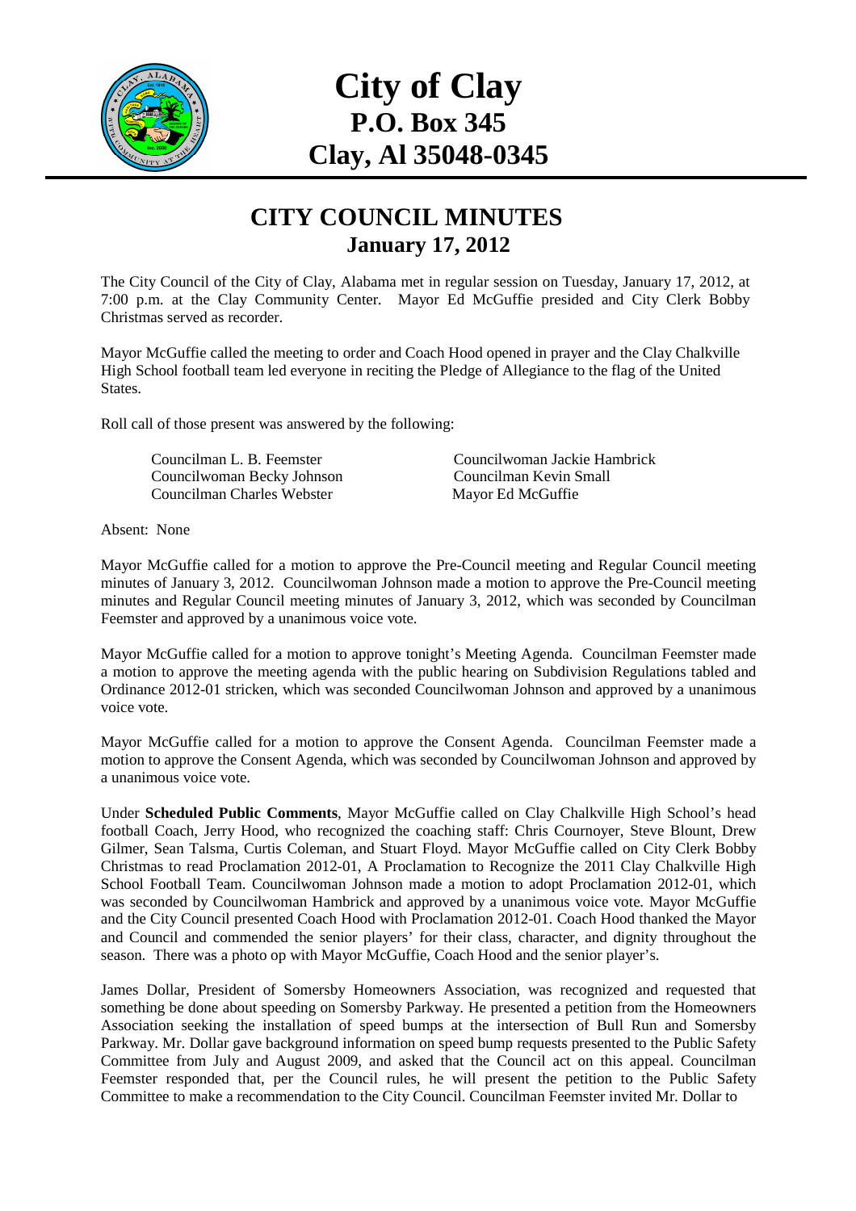# City of Clay
## P.O. Box 345
## Clay, Al 35048-0345

# CITY COUNCIL MINUTES
## January 17, 2012

The City Council of the City of Clay, Alabama met in regular session on Tuesday, January 17, 2012, at 7:00 p.m. at the Clay Community Center. Mayor Ed McGuffie presided and City Clerk Bobby Christmas served as recorder.

Mayor McGuffie called the meeting to order and Coach Hood opened in prayer and the Clay Chalkville High School football team led everyone in reciting the Pledge of Allegiance to the flag of the United States.

Roll call of those present was answered by the following:

| | |
|---|---|
| Councilman L. B. Feemster | Councilwoman Jackie Hambrick |
| Councilwoman Becky Johnson | Councilman Kevin Small |
| Councilman Charles Webster | Mayor Ed McGuffie |

Absent: None

Mayor McGuffie called for a motion to approve the Pre-Council meeting and Regular Council meeting minutes of January 3, 2012. Councilwoman Johnson made a motion to approve the Pre-Council meeting minutes and Regular Council meeting minutes of January 3, 2012, which was seconded by Councilman Feemster and approved by a unanimous voice vote.

Mayor McGuffie called for a motion to approve tonight's Meeting Agenda. Councilman Feemster made a motion to approve the meeting agenda with the public hearing on Subdivision Regulations tabled and Ordinance 2012-01 stricken, which was seconded Councilwoman Johnson and approved by a unanimous voice vote.

Mayor McGuffie called for a motion to approve the Consent Agenda. Councilman Feemster made a motion to approve the Consent Agenda, which was seconded by Councilwoman Johnson and approved by a unanimous voice vote.

Under **Scheduled Public Comments**, Mayor McGuffie called on Clay Chalkville High School's head football Coach, Jerry Hood, who recognized the coaching staff: Chris Cournoyer, Steve Blount, Drew Gilmer, Sean Talsma, Curtis Coleman, and Stuart Floyd. Mayor McGuffie called on City Clerk Bobby Christmas to read Proclamation 2012-01, A Proclamation to Recognize the 2011 Clay Chalkville High School Football Team. Councilwoman Johnson made a motion to adopt Proclamation 2012-01, which was seconded by Councilwoman Hambrick and approved by a unanimous voice vote. Mayor McGuffie and the City Council presented Coach Hood with Proclamation 2012-01. Coach Hood thanked the Mayor and Council and commended the senior players' for their class, character, and dignity throughout the season. There was a photo op with Mayor McGuffie, Coach Hood and the senior player's.

James Dollar, President of Somersby Homeowners Association, was recognized and requested that something be done about speeding on Somersby Parkway. He presented a petition from the Homeowners Association seeking the installation of speed bumps at the intersection of Bull Run and Somersby Parkway. Mr. Dollar gave background information on speed bump requests presented to the Public Safety Committee from July and August 2009, and asked that the Council act on this appeal. Councilman Feemster responded that, per the Council rules, he will present the petition to the Public Safety Committee to make a recommendation to the City Council. Councilman Feemster invited Mr. Dollar to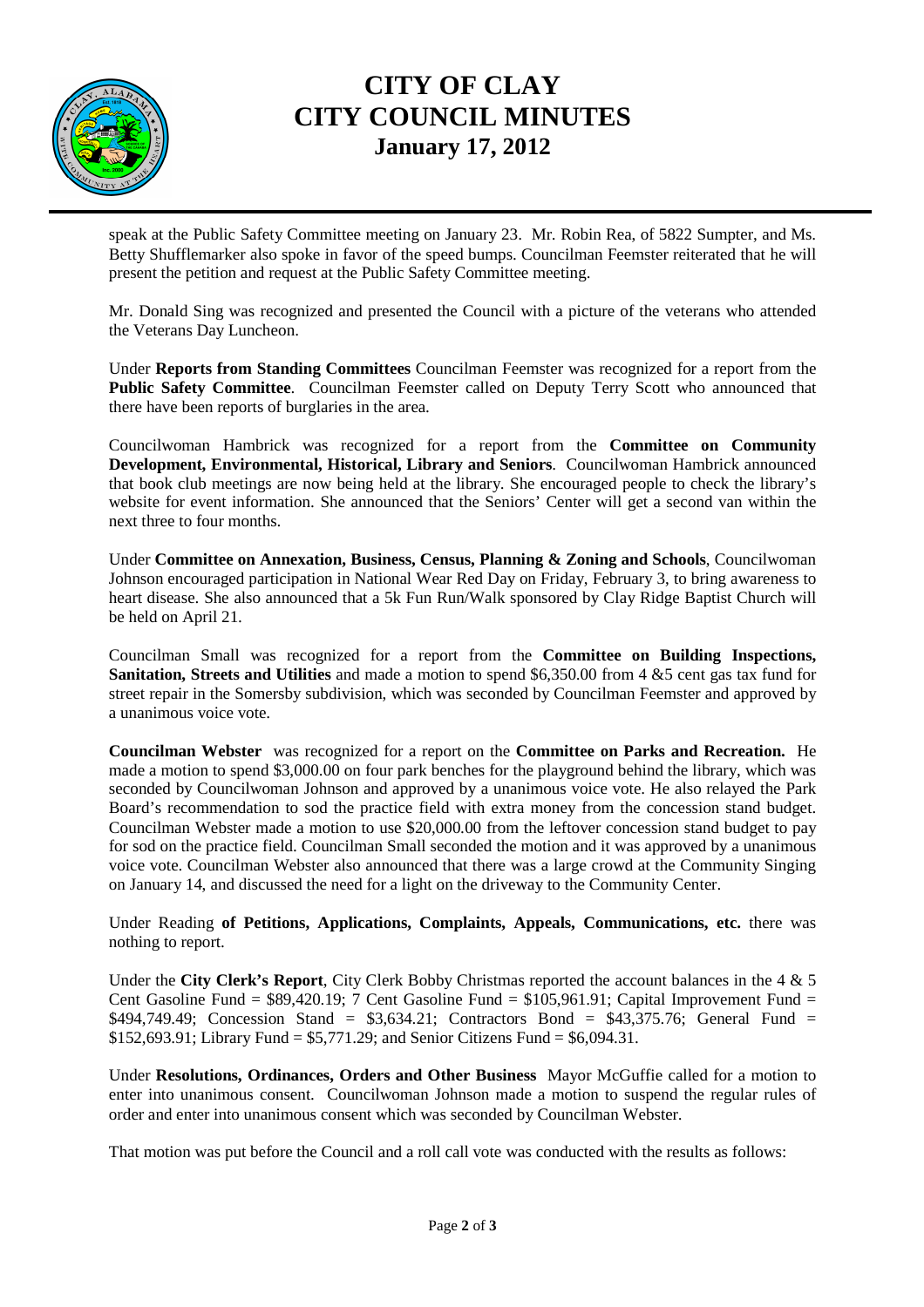speak at the Public Safety Committee meeting on January 23. Mr. Robin Rea, of 5822 Sumpter, and Ms. Betty Shufflemarker also spoke in favor of the speed bumps. Councilman Feemster reiterated that he will present the petition and request at the Public Safety Committee meeting.

Mr. Donald Sing was recognized and presented the Council with a picture of the veterans who attended the Veterans Day Luncheon.

Under **Reports from Standing Committees** Councilman Feemster was recognized for a report from the **Public Safety Committee**. Councilman Feemster called on Deputy Terry Scott who announced that there have been reports of burglaries in the area.

Councilwoman Hambrick was recognized for a report from the **Committee on Community Development, Environmental, Historical, Library and Seniors**. Councilwoman Hambrick announced that book club meetings are now being held at the library. She encouraged people to check the library's website for event information. She announced that the Seniors' Center will get a second van within the next three to four months.

Under **Committee on Annexation, Business, Census, Planning & Zoning and Schools**, Councilwoman Johnson encouraged participation in National Wear Red Day on Friday, February 3, to bring awareness to heart disease. She also announced that a 5k Fun Run/Walk sponsored by Clay Ridge Baptist Church will be held on April 21.

Councilman Small was recognized for a report from the **Committee on Building Inspections, Sanitation, Streets and Utilities** and made a motion to spend $6,350.00 from 4 &5 cent gas tax fund for street repair in the Somersby subdivision, which was seconded by Councilman Feemster and approved by a unanimous voice vote.

**Councilman Webster** was recognized for a report on the **Committee on Parks and Recreation.** He made a motion to spend $3,000.00 on four park benches for the playground behind the library, which was seconded by Councilwoman Johnson and approved by a unanimous voice vote. He also relayed the Park Board's recommendation to sod the practice field with extra money from the concession stand budget. Councilman Webster made a motion to use $20,000.00 from the leftover concession stand budget to pay for sod on the practice field. Councilman Small seconded the motion and it was approved by a unanimous voice vote. Councilman Webster also announced that there was a large crowd at the Community Singing on January 14, and discussed the need for a light on the driveway to the Community Center.

Under Reading **of Petitions, Applications, Complaints, Appeals, Communications, etc.** there was nothing to report.

Under the **City Clerk's Report**, City Clerk Bobby Christmas reported the account balances in the 4 & 5 Cent Gasoline Fund = $89,420.19; 7 Cent Gasoline Fund = $105,961.91; Capital Improvement Fund = $494,749.49; Concession Stand = $3,634.21; Contractors Bond = $43,375.76; General Fund = $152,693.91; Library Fund = $5,771.29; and Senior Citizens Fund = $6,094.31.

Under **Resolutions, Ordinances, Orders and Other Business** Mayor McGuffie called for a motion to enter into unanimous consent. Councilwoman Johnson made a motion to suspend the regular rules of order and enter into unanimous consent which was seconded by Councilman Webster.

That motion was put before the Council and a roll call vote was conducted with the results as follows: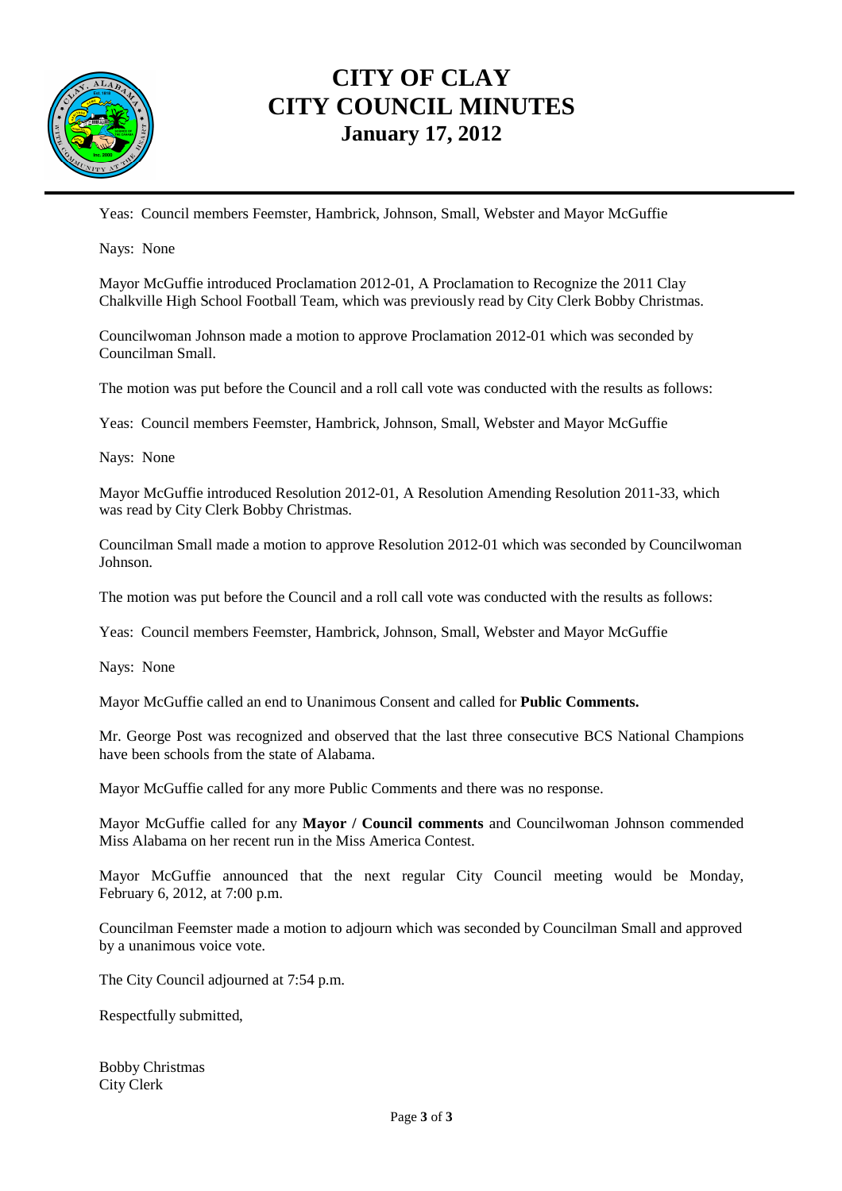# CITY OF CLAY
# CITY COUNCIL MINUTES
## January 17, 2012

Yeas: Council members Feemster, Hambrick, Johnson, Small, Webster and Mayor McGuffie

Nays: None

Mayor McGuffie introduced Proclamation 2012-01, A Proclamation to Recognize the 2011 Clay Chalkville High School Football Team, which was previously read by City Clerk Bobby Christmas.

Councilwoman Johnson made a motion to approve Proclamation 2012-01 which was seconded by Councilman Small.

The motion was put before the Council and a roll call vote was conducted with the results as follows:

Yeas: Council members Feemster, Hambrick, Johnson, Small, Webster and Mayor McGuffie

Nays: None

Mayor McGuffie introduced Resolution 2012-01, A Resolution Amending Resolution 2011-33, which was read by City Clerk Bobby Christmas.

Councilman Small made a motion to approve Resolution 2012-01 which was seconded by Councilwoman Johnson.

The motion was put before the Council and a roll call vote was conducted with the results as follows:

Yeas: Council members Feemster, Hambrick, Johnson, Small, Webster and Mayor McGuffie

Nays: None

Mayor McGuffie called an end to Unanimous Consent and called for **Public Comments.**

Mr. George Post was recognized and observed that the last three consecutive BCS National Champions have been schools from the state of Alabama.

Mayor McGuffie called for any more Public Comments and there was no response.

Mayor McGuffie called for any **Mayor / Council comments** and Councilwoman Johnson commended Miss Alabama on her recent run in the Miss America Contest.

Mayor McGuffie announced that the next regular City Council meeting would be Monday, February 6, 2012, at 7:00 p.m.

Councilman Feemster made a motion to adjourn which was seconded by Councilman Small and approved by a unanimous voice vote.

The City Council adjourned at 7:54 p.m.

Respectfully submitted,

Bobby Christmas
City Clerk